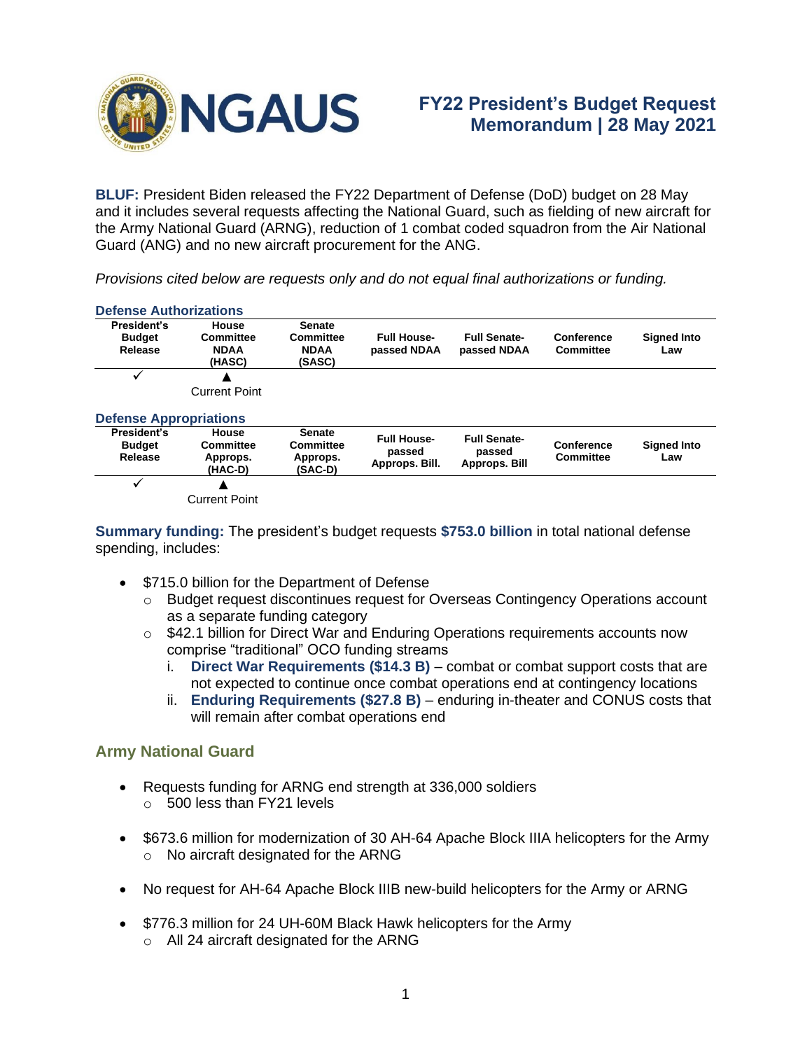NGAUS

# FY22 President's Budget Request Memorandum | 28 May 2021

**BLUF:** President Biden released the FY22 Department of Defense (DoD) budget on 28 May and it includes several requests affecting the National Guard, such as fielding of new aircraft for the Army National Guard (ARNG), reduction of 1 combat coded squadron from the Air National Guard (ANG) and no new aircraft procurement for the ANG.

*Provisions cited below are requests only and do not equal final authorizations or funding.*

### Defense Authorizations

| President's Budget Release | House Committee NDAA (HASC) | Senate Committee NDAA (SASC) | Full House-passed NDAA | Full Senate-passed NDAA | Conference Committee | Signed Into Law |
|---|---|---|---|---|---|---|
| ✓ | ▲ Current Point | | | | | |

### Defense Appropriations

| President's Budget Release | House Committee Approps. (HAC-D) | Senate Committee Approps. (SAC-D) | Full House-passed Approps. Bill. | Full Senate-passed Approps. Bill | Conference Committee | Signed Into Law |
|---|---|---|---|---|---|---|
| ✓ | ▲ Current Point | | | | | |

**Summary funding:** The president's budget requests **$753.0 billion** in total national defense spending, includes:

- $715.0 billion for the Department of Defense
  - Budget request discontinues request for Overseas Contingency Operations account as a separate funding category
  - $42.1 billion for Direct War and Enduring Operations requirements accounts now comprise "traditional" OCO funding streams
    1. **Direct War Requirements ($14.3 B)** – combat or combat support costs that are not expected to continue once combat operations end at contingency locations
    2. **Enduring Requirements ($27.8 B)** – enduring in-theater and CONUS costs that will remain after combat operations end

## Army National Guard

- Requests funding for ARNG end strength at 336,000 soldiers
  - 500 less than FY21 levels
- $673.6 million for modernization of 30 AH-64 Apache Block IIIA helicopters for the Army
  - No aircraft designated for the ARNG
- No request for AH-64 Apache Block IIIB new-build helicopters for the Army or ARNG
- $776.3 million for 24 UH-60M Black Hawk helicopters for the Army
  - All 24 aircraft designated for the ARNG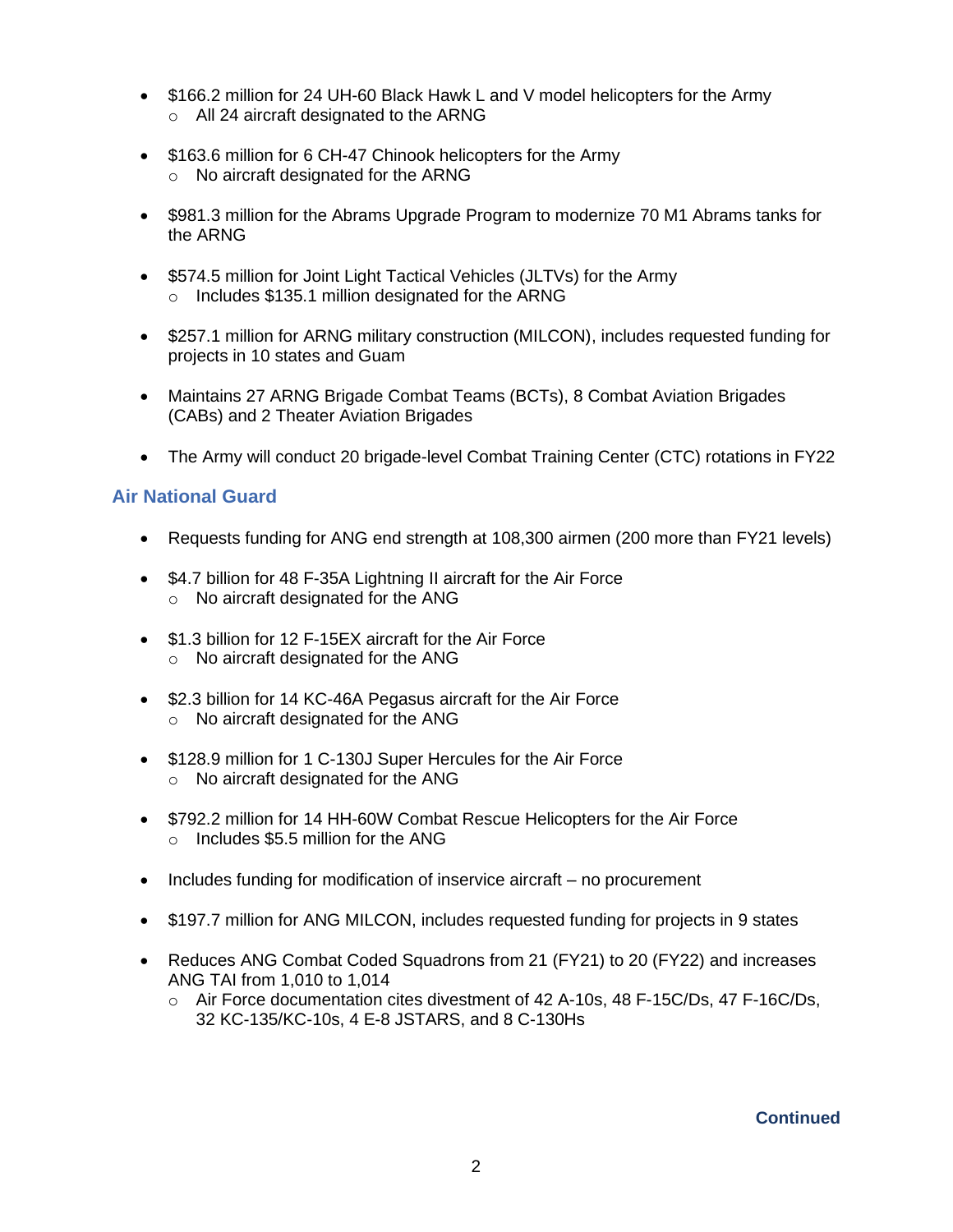- $166.2 million for 24 UH-60 Black Hawk L and V model helicopters for the Army
  - All 24 aircraft designated to the ARNG

- $163.6 million for 6 CH-47 Chinook helicopters for the Army
  - No aircraft designated for the ARNG

- $981.3 million for the Abrams Upgrade Program to modernize 70 M1 Abrams tanks for the ARNG

- $574.5 million for Joint Light Tactical Vehicles (JLTVs) for the Army
  - Includes $135.1 million designated for the ARNG

- $257.1 million for ARNG military construction (MILCON), includes requested funding for projects in 10 states and Guam

- Maintains 27 ARNG Brigade Combat Teams (BCTs), 8 Combat Aviation Brigades (CABs) and 2 Theater Aviation Brigades

- The Army will conduct 20 brigade-level Combat Training Center (CTC) rotations in FY22

## Air National Guard

- Requests funding for ANG end strength at 108,300 airmen (200 more than FY21 levels)

- $4.7 billion for 48 F-35A Lightning II aircraft for the Air Force
  - No aircraft designated for the ANG

- $1.3 billion for 12 F-15EX aircraft for the Air Force
  - No aircraft designated for the ANG

- $2.3 billion for 14 KC-46A Pegasus aircraft for the Air Force
  - No aircraft designated for the ANG

- $128.9 million for 1 C-130J Super Hercules for the Air Force
  - No aircraft designated for the ANG

- $792.2 million for 14 HH-60W Combat Rescue Helicopters for the Air Force
  - Includes $5.5 million for the ANG

- Includes funding for modification of inservice aircraft – no procurement

- $197.7 million for ANG MILCON, includes requested funding for projects in 9 states

- Reduces ANG Combat Coded Squadrons from 21 (FY21) to 20 (FY22) and increases ANG TAI from 1,010 to 1,014
  - Air Force documentation cites divestment of 42 A-10s, 48 F-15C/Ds, 47 F-16C/Ds, 32 KC-135/KC-10s, 4 E-8 JSTARS, and 8 C-130Hs

**Continued**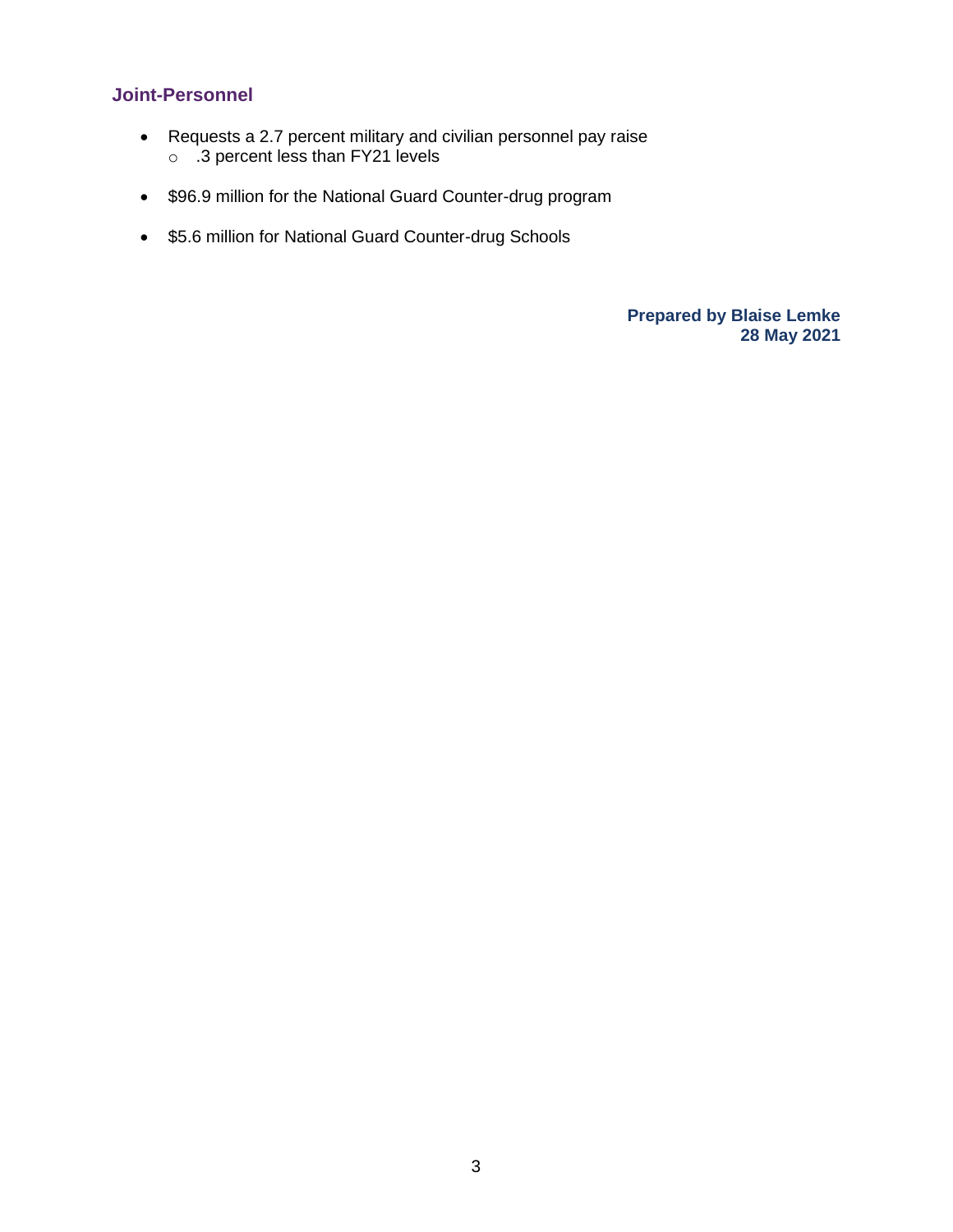## Joint-Personnel

- Requests a 2.7 percent military and civilian personnel pay raise
  - .3 percent less than FY21 levels
- $96.9 million for the National Guard Counter-drug program
- $5.6 million for National Guard Counter-drug Schools

**Prepared by Blaise Lemke**
**28 May 2021**